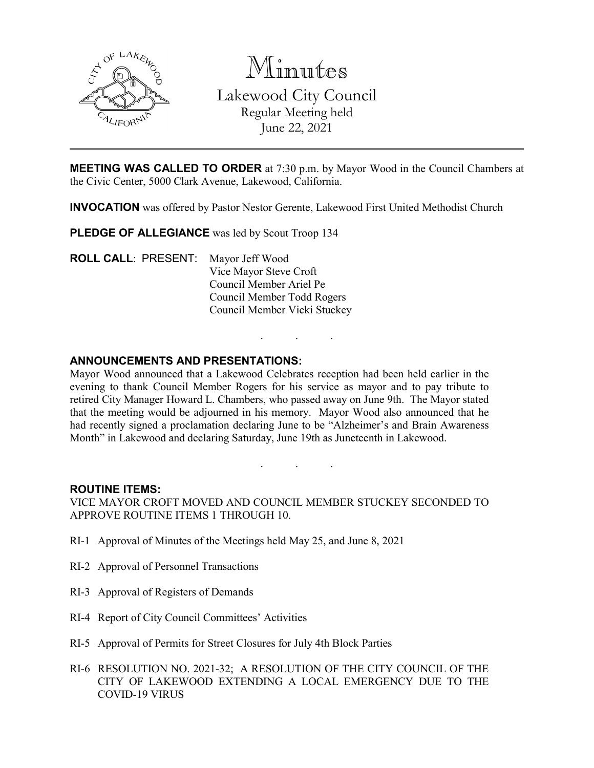# Minutes

## Lakewood City Council

Regular Meeting held
June 22, 2021

---

**MEETING WAS CALLED TO ORDER** at 7:30 p.m. by Mayor Wood in the Council Chambers at the Civic Center, 5000 Clark Avenue, Lakewood, California.

**INVOCATION** was offered by Pastor Nestor Gerente, Lakewood First United Methodist Church

**PLEDGE OF ALLEGIANCE** was led by Scout Troop 134

**ROLL CALL**: PRESENT:
Mayor Jeff Wood
Vice Mayor Steve Croft
Council Member Ariel Pe
Council Member Todd Rogers
Council Member Vicki Stuckey

. . .

### ANNOUNCEMENTS AND PRESENTATIONS:

Mayor Wood announced that a Lakewood Celebrates reception had been held earlier in the evening to thank Council Member Rogers for his service as mayor and to pay tribute to retired City Manager Howard L. Chambers, who passed away on June 9th. The Mayor stated that the meeting would be adjourned in his memory. Mayor Wood also announced that he had recently signed a proclamation declaring June to be "Alzheimer's and Brain Awareness Month" in Lakewood and declaring Saturday, June 19th as Juneteenth in Lakewood.

. . .

### ROUTINE ITEMS:

VICE MAYOR CROFT MOVED AND COUNCIL MEMBER STUCKEY SECONDED TO APPROVE ROUTINE ITEMS 1 THROUGH 10.

RI-1 Approval of Minutes of the Meetings held May 25, and June 8, 2021

RI-2 Approval of Personnel Transactions

RI-3 Approval of Registers of Demands

RI-4 Report of City Council Committees' Activities

RI-5 Approval of Permits for Street Closures for July 4th Block Parties

RI-6 RESOLUTION NO. 2021-32; A RESOLUTION OF THE CITY COUNCIL OF THE CITY OF LAKEWOOD EXTENDING A LOCAL EMERGENCY DUE TO THE COVID-19 VIRUS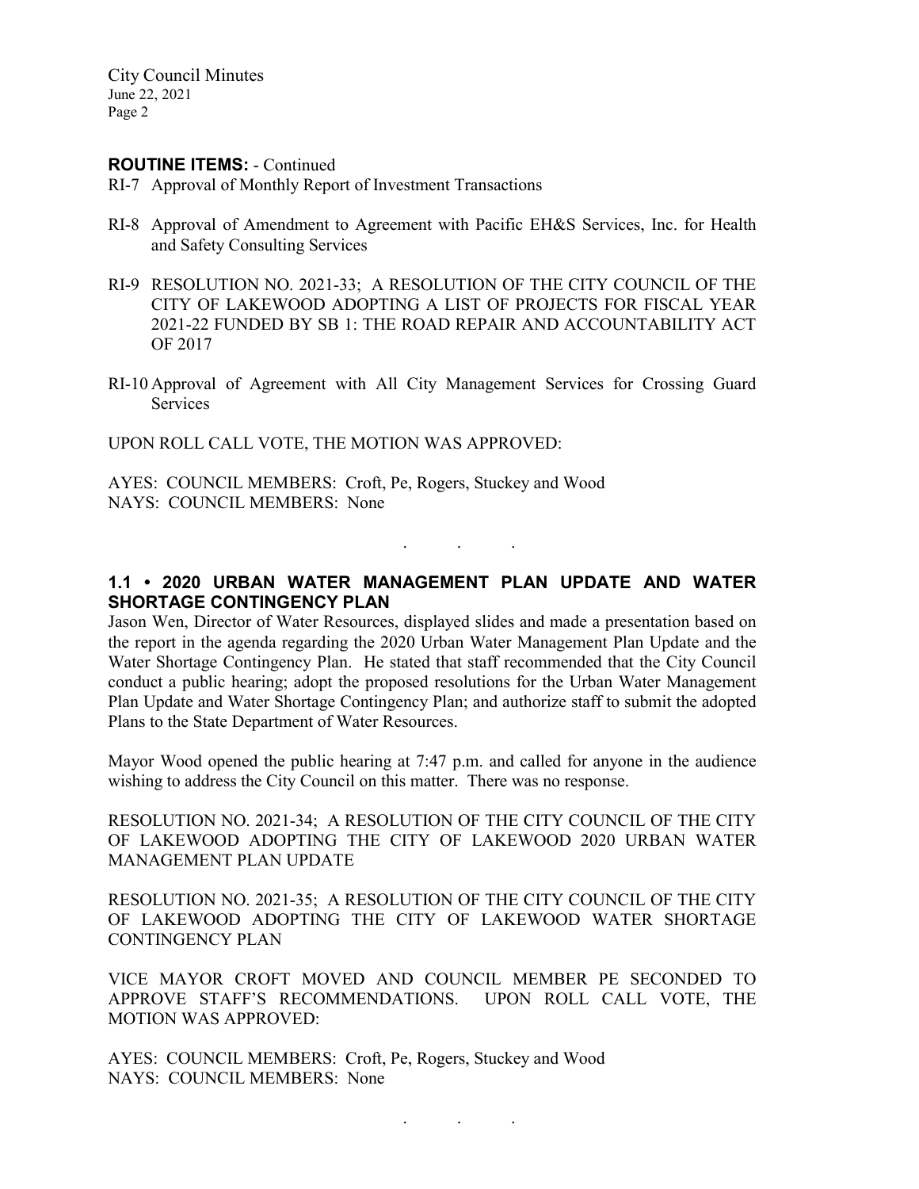**ROUTINE ITEMS:** - Continued

RI-7 Approval of Monthly Report of Investment Transactions

RI-8 Approval of Amendment to Agreement with Pacific EH&S Services, Inc. for Health and Safety Consulting Services

RI-9 RESOLUTION NO. 2021-33; A RESOLUTION OF THE CITY COUNCIL OF THE CITY OF LAKEWOOD ADOPTING A LIST OF PROJECTS FOR FISCAL YEAR 2021-22 FUNDED BY SB 1: THE ROAD REPAIR AND ACCOUNTABILITY ACT OF 2017

RI-10 Approval of Agreement with All City Management Services for Crossing Guard Services

UPON ROLL CALL VOTE, THE MOTION WAS APPROVED:

AYES: COUNCIL MEMBERS: Croft, Pe, Rogers, Stuckey and Wood
NAYS: COUNCIL MEMBERS: None

. . .

**1.1 • 2020 URBAN WATER MANAGEMENT PLAN UPDATE AND WATER SHORTAGE CONTINGENCY PLAN**

Jason Wen, Director of Water Resources, displayed slides and made a presentation based on the report in the agenda regarding the 2020 Urban Water Management Plan Update and the Water Shortage Contingency Plan. He stated that staff recommended that the City Council conduct a public hearing; adopt the proposed resolutions for the Urban Water Management Plan Update and Water Shortage Contingency Plan; and authorize staff to submit the adopted Plans to the State Department of Water Resources.

Mayor Wood opened the public hearing at 7:47 p.m. and called for anyone in the audience wishing to address the City Council on this matter. There was no response.

RESOLUTION NO. 2021-34; A RESOLUTION OF THE CITY COUNCIL OF THE CITY OF LAKEWOOD ADOPTING THE CITY OF LAKEWOOD 2020 URBAN WATER MANAGEMENT PLAN UPDATE

RESOLUTION NO. 2021-35; A RESOLUTION OF THE CITY COUNCIL OF THE CITY OF LAKEWOOD ADOPTING THE CITY OF LAKEWOOD WATER SHORTAGE CONTINGENCY PLAN

VICE MAYOR CROFT MOVED AND COUNCIL MEMBER PE SECONDED TO APPROVE STAFF'S RECOMMENDATIONS. UPON ROLL CALL VOTE, THE MOTION WAS APPROVED:

AYES: COUNCIL MEMBERS: Croft, Pe, Rogers, Stuckey and Wood
NAYS: COUNCIL MEMBERS: None

. . .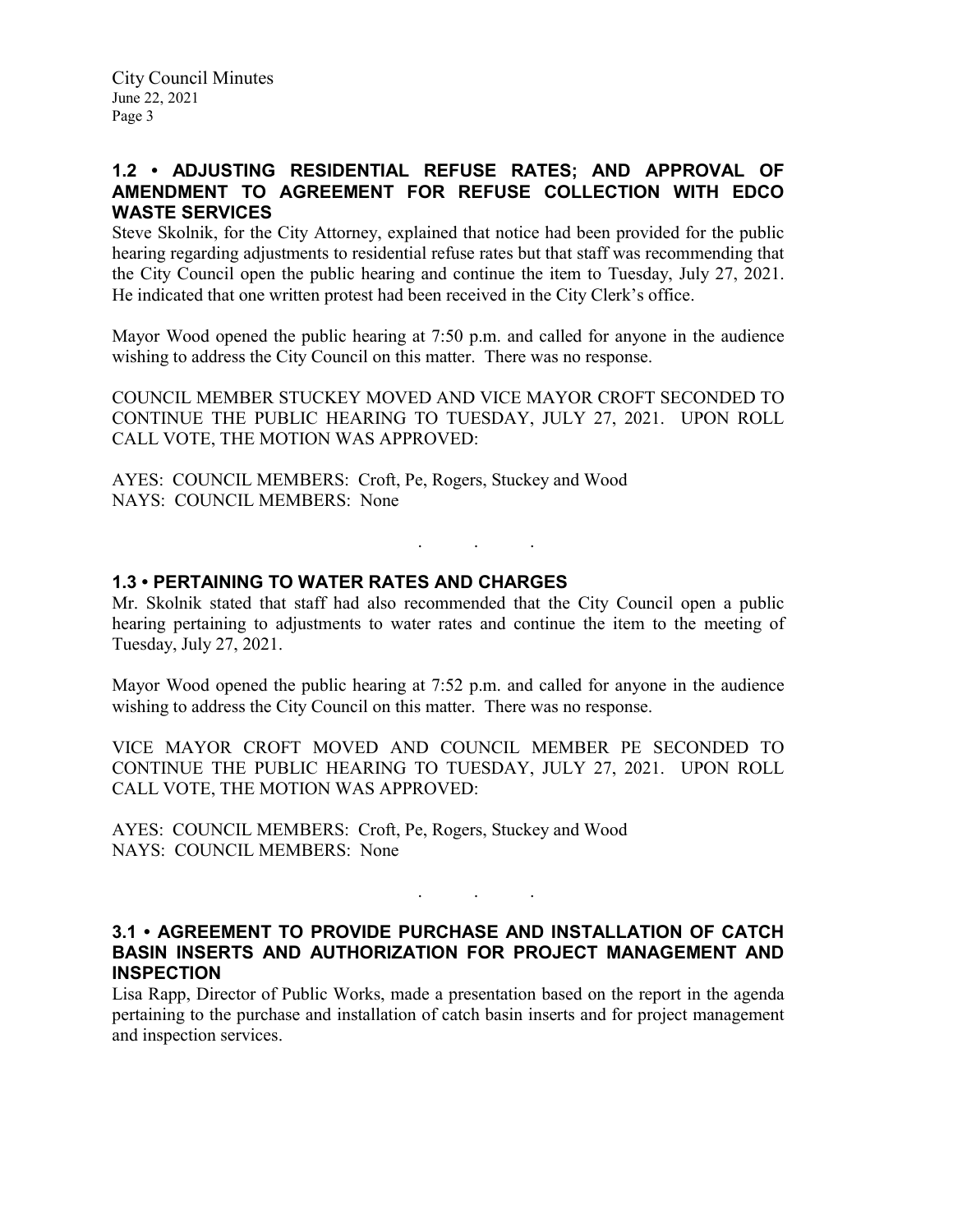## 1.2 • ADJUSTING RESIDENTIAL REFUSE RATES; AND APPROVAL OF AMENDMENT TO AGREEMENT FOR REFUSE COLLECTION WITH EDCO WASTE SERVICES

Steve Skolnik, for the City Attorney, explained that notice had been provided for the public hearing regarding adjustments to residential refuse rates but that staff was recommending that the City Council open the public hearing and continue the item to Tuesday, July 27, 2021. He indicated that one written protest had been received in the City Clerk's office.

Mayor Wood opened the public hearing at 7:50 p.m. and called for anyone in the audience wishing to address the City Council on this matter. There was no response.

COUNCIL MEMBER STUCKEY MOVED AND VICE MAYOR CROFT SECONDED TO CONTINUE THE PUBLIC HEARING TO TUESDAY, JULY 27, 2021. UPON ROLL CALL VOTE, THE MOTION WAS APPROVED:

AYES: COUNCIL MEMBERS: Croft, Pe, Rogers, Stuckey and Wood
NAYS: COUNCIL MEMBERS: None

. . .

## 1.3 • PERTAINING TO WATER RATES AND CHARGES

Mr. Skolnik stated that staff had also recommended that the City Council open a public hearing pertaining to adjustments to water rates and continue the item to the meeting of Tuesday, July 27, 2021.

Mayor Wood opened the public hearing at 7:52 p.m. and called for anyone in the audience wishing to address the City Council on this matter. There was no response.

VICE MAYOR CROFT MOVED AND COUNCIL MEMBER PE SECONDED TO CONTINUE THE PUBLIC HEARING TO TUESDAY, JULY 27, 2021. UPON ROLL CALL VOTE, THE MOTION WAS APPROVED:

AYES: COUNCIL MEMBERS: Croft, Pe, Rogers, Stuckey and Wood
NAYS: COUNCIL MEMBERS: None

. . .

## 3.1 • AGREEMENT TO PROVIDE PURCHASE AND INSTALLATION OF CATCH BASIN INSERTS AND AUTHORIZATION FOR PROJECT MANAGEMENT AND INSPECTION

Lisa Rapp, Director of Public Works, made a presentation based on the report in the agenda pertaining to the purchase and installation of catch basin inserts and for project management and inspection services.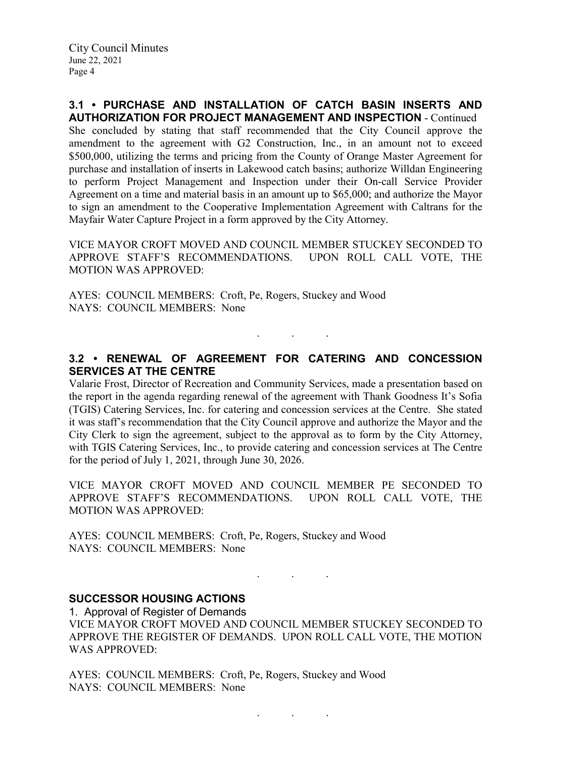**3.1 • PURCHASE AND INSTALLATION OF CATCH BASIN INSERTS AND AUTHORIZATION FOR PROJECT MANAGEMENT AND INSPECTION** - Continued

She concluded by stating that staff recommended that the City Council approve the amendment to the agreement with G2 Construction, Inc., in an amount not to exceed $500,000, utilizing the terms and pricing from the County of Orange Master Agreement for purchase and installation of inserts in Lakewood catch basins; authorize Willdan Engineering to perform Project Management and Inspection under their On-call Service Provider Agreement on a time and material basis in an amount up to $65,000; and authorize the Mayor to sign an amendment to the Cooperative Implementation Agreement with Caltrans for the Mayfair Water Capture Project in a form approved by the City Attorney.

VICE MAYOR CROFT MOVED AND COUNCIL MEMBER STUCKEY SECONDED TO APPROVE STAFF'S RECOMMENDATIONS. UPON ROLL CALL VOTE, THE MOTION WAS APPROVED:

AYES: COUNCIL MEMBERS: Croft, Pe, Rogers, Stuckey and Wood
NAYS: COUNCIL MEMBERS: None

. . .

**3.2 • RENEWAL OF AGREEMENT FOR CATERING AND CONCESSION SERVICES AT THE CENTRE**

Valarie Frost, Director of Recreation and Community Services, made a presentation based on the report in the agenda regarding renewal of the agreement with Thank Goodness It's Sofia (TGIS) Catering Services, Inc. for catering and concession services at the Centre. She stated it was staff's recommendation that the City Council approve and authorize the Mayor and the City Clerk to sign the agreement, subject to the approval as to form by the City Attorney, with TGIS Catering Services, Inc., to provide catering and concession services at The Centre for the period of July 1, 2021, through June 30, 2026.

VICE MAYOR CROFT MOVED AND COUNCIL MEMBER PE SECONDED TO APPROVE STAFF'S RECOMMENDATIONS. UPON ROLL CALL VOTE, THE MOTION WAS APPROVED:

AYES: COUNCIL MEMBERS: Croft, Pe, Rogers, Stuckey and Wood
NAYS: COUNCIL MEMBERS: None

. . .

**SUCCESSOR HOUSING ACTIONS**

1. Approval of Register of Demands

VICE MAYOR CROFT MOVED AND COUNCIL MEMBER STUCKEY SECONDED TO APPROVE THE REGISTER OF DEMANDS. UPON ROLL CALL VOTE, THE MOTION WAS APPROVED:

AYES: COUNCIL MEMBERS: Croft, Pe, Rogers, Stuckey and Wood
NAYS: COUNCIL MEMBERS: None

. . .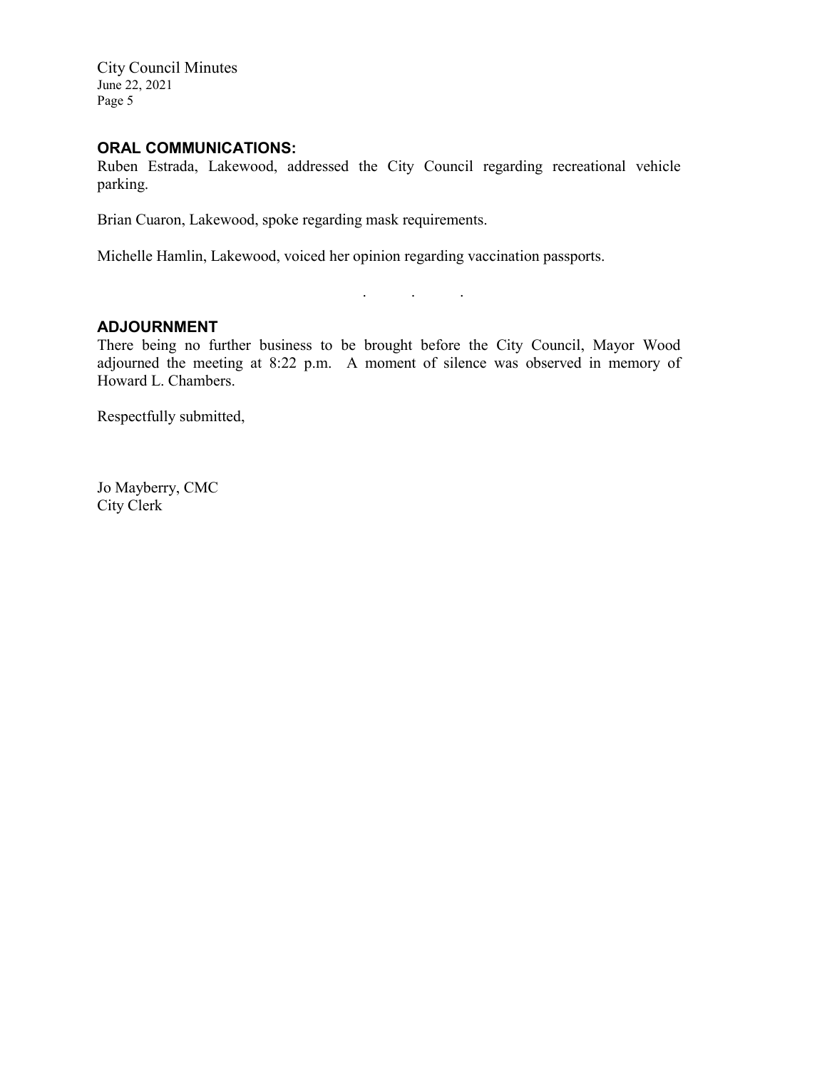**ORAL COMMUNICATIONS:**

Ruben Estrada, Lakewood, addressed the City Council regarding recreational vehicle parking.

Brian Cuaron, Lakewood, spoke regarding mask requirements.

Michelle Hamlin, Lakewood, voiced her opinion regarding vaccination passports.

. . .

**ADJOURNMENT**

There being no further business to be brought before the City Council, Mayor Wood adjourned the meeting at 8:22 p.m. A moment of silence was observed in memory of Howard L. Chambers.

Respectfully submitted,

Jo Mayberry, CMC
City Clerk